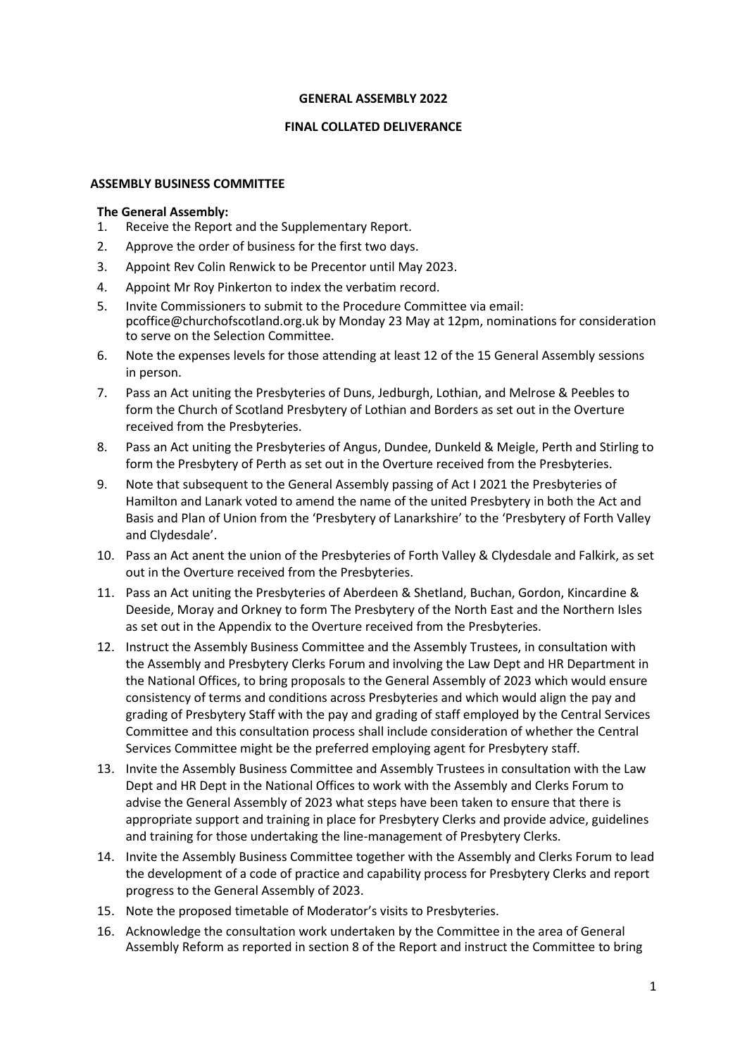**GENERAL ASSEMBLY 2022**

**FINAL COLLATED DELIVERANCE**

**ASSEMBLY BUSINESS COMMITTEE**

**The General Assembly:**

1. Receive the Report and the Supplementary Report.
2. Approve the order of business for the first two days.
3. Appoint Rev Colin Renwick to be Precentor until May 2023.
4. Appoint Mr Roy Pinkerton to index the verbatim record.
5. Invite Commissioners to submit to the Procedure Committee via email: pcoffice@churchofscotland.org.uk by Monday 23 May at 12pm, nominations for consideration to serve on the Selection Committee.
6. Note the expenses levels for those attending at least 12 of the 15 General Assembly sessions in person.
7. Pass an Act uniting the Presbyteries of Duns, Jedburgh, Lothian, and Melrose & Peebles to form the Church of Scotland Presbytery of Lothian and Borders as set out in the Overture received from the Presbyteries.
8. Pass an Act uniting the Presbyteries of Angus, Dundee, Dunkeld & Meigle, Perth and Stirling to form the Presbytery of Perth as set out in the Overture received from the Presbyteries.
9. Note that subsequent to the General Assembly passing of Act I 2021 the Presbyteries of Hamilton and Lanark voted to amend the name of the united Presbytery in both the Act and Basis and Plan of Union from the 'Presbytery of Lanarkshire' to the 'Presbytery of Forth Valley and Clydesdale'.
10. Pass an Act anent the union of the Presbyteries of Forth Valley & Clydesdale and Falkirk, as set out in the Overture received from the Presbyteries.
11. Pass an Act uniting the Presbyteries of Aberdeen & Shetland, Buchan, Gordon, Kincardine & Deeside, Moray and Orkney to form The Presbytery of the North East and the Northern Isles as set out in the Appendix to the Overture received from the Presbyteries.
12. Instruct the Assembly Business Committee and the Assembly Trustees, in consultation with the Assembly and Presbytery Clerks Forum and involving the Law Dept and HR Department in the National Offices, to bring proposals to the General Assembly of 2023 which would ensure consistency of terms and conditions across Presbyteries and which would align the pay and grading of Presbytery Staff with the pay and grading of staff employed by the Central Services Committee and this consultation process shall include consideration of whether the Central Services Committee might be the preferred employing agent for Presbytery staff.
13. Invite the Assembly Business Committee and Assembly Trustees in consultation with the Law Dept and HR Dept in the National Offices to work with the Assembly and Clerks Forum to advise the General Assembly of 2023 what steps have been taken to ensure that there is appropriate support and training in place for Presbytery Clerks and provide advice, guidelines and training for those undertaking the line-management of Presbytery Clerks.
14. Invite the Assembly Business Committee together with the Assembly and Clerks Forum to lead the development of a code of practice and capability process for Presbytery Clerks and report progress to the General Assembly of 2023.
15. Note the proposed timetable of Moderator's visits to Presbyteries.
16. Acknowledge the consultation work undertaken by the Committee in the area of General Assembly Reform as reported in section 8 of the Report and instruct the Committee to bring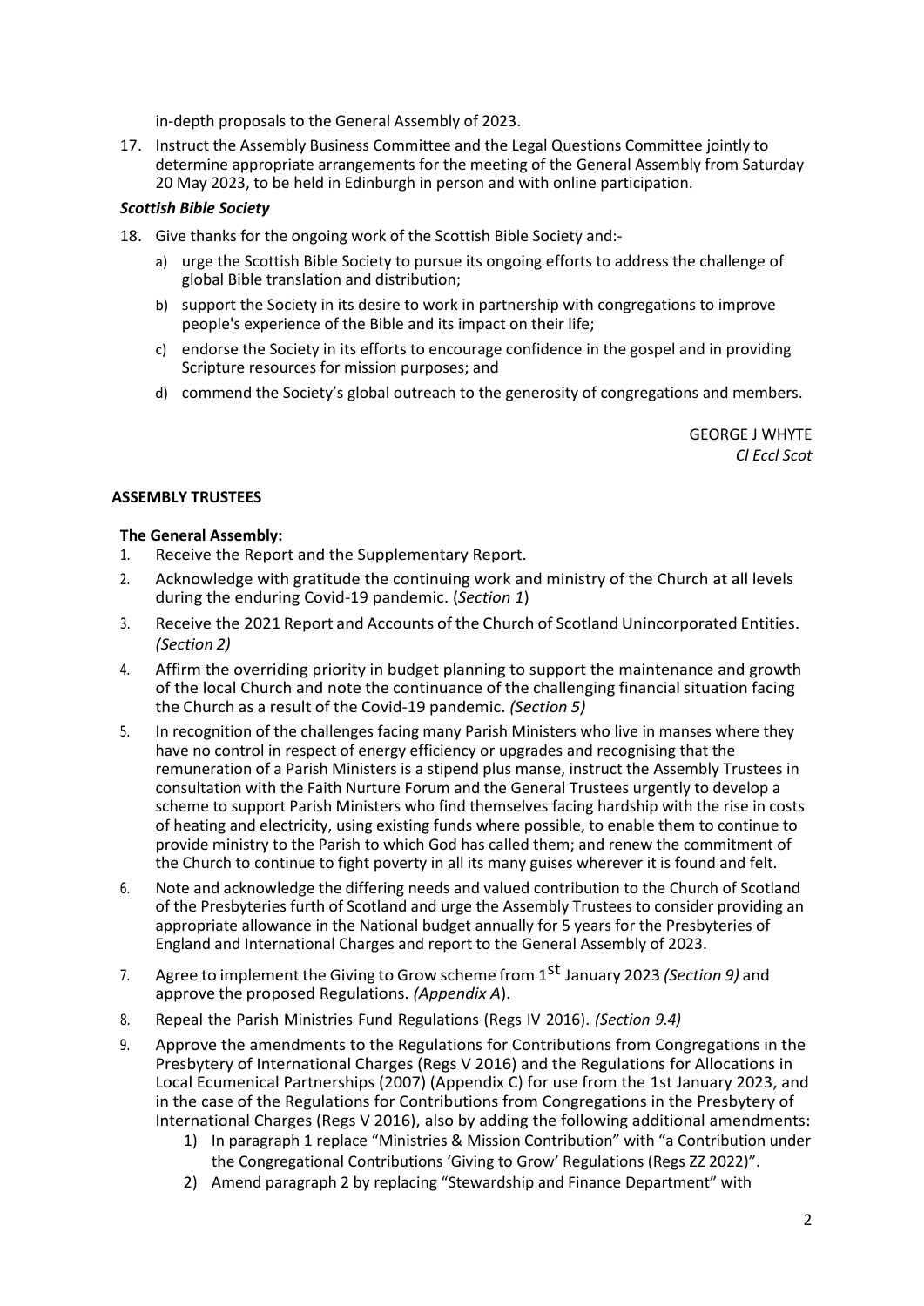in-depth proposals to the General Assembly of 2023.

17. Instruct the Assembly Business Committee and the Legal Questions Committee jointly to determine appropriate arrangements for the meeting of the General Assembly from Saturday 20 May 2023, to be held in Edinburgh in person and with online participation.

***Scottish Bible Society***

18. Give thanks for the ongoing work of the Scottish Bible Society and:-
    a) urge the Scottish Bible Society to pursue its ongoing efforts to address the challenge of global Bible translation and distribution;
    b) support the Society in its desire to work in partnership with congregations to improve people's experience of the Bible and its impact on their life;
    c) endorse the Society in its efforts to encourage confidence in the gospel and in providing Scripture resources for mission purposes; and
    d) commend the Society's global outreach to the generosity of congregations and members.

GEORGE J WHYTE
*Cl Eccl Scot*

**ASSEMBLY TRUSTEES**

**The General Assembly:**

1. Receive the Report and the Supplementary Report.
2. Acknowledge with gratitude the continuing work and ministry of the Church at all levels during the enduring Covid-19 pandemic. (*Section 1*)
3. Receive the 2021 Report and Accounts of the Church of Scotland Unincorporated Entities. *(Section 2)*
4. Affirm the overriding priority in budget planning to support the maintenance and growth of the local Church and note the continuance of the challenging financial situation facing the Church as a result of the Covid-19 pandemic. *(Section 5)*
5. In recognition of the challenges facing many Parish Ministers who live in manses where they have no control in respect of energy efficiency or upgrades and recognising that the remuneration of a Parish Ministers is a stipend plus manse, instruct the Assembly Trustees in consultation with the Faith Nurture Forum and the General Trustees urgently to develop a scheme to support Parish Ministers who find themselves facing hardship with the rise in costs of heating and electricity, using existing funds where possible, to enable them to continue to provide ministry to the Parish to which God has called them; and renew the commitment of the Church to continue to fight poverty in all its many guises wherever it is found and felt.
6. Note and acknowledge the differing needs and valued contribution to the Church of Scotland of the Presbyteries furth of Scotland and urge the Assembly Trustees to consider providing an appropriate allowance in the National budget annually for 5 years for the Presbyteries of England and International Charges and report to the General Assembly of 2023.
7. Agree to implement the Giving to Grow scheme from 1st January 2023 *(Section 9)* and approve the proposed Regulations. *(Appendix A*).
8. Repeal the Parish Ministries Fund Regulations (Regs IV 2016). *(Section 9.4)*
9. Approve the amendments to the Regulations for Contributions from Congregations in the Presbytery of International Charges (Regs V 2016) and the Regulations for Allocations in Local Ecumenical Partnerships (2007) (Appendix C) for use from the 1st January 2023, and in the case of the Regulations for Contributions from Congregations in the Presbytery of International Charges (Regs V 2016), also by adding the following additional amendments:
    1) In paragraph 1 replace "Ministries & Mission Contribution" with "a Contribution under the Congregational Contributions 'Giving to Grow' Regulations (Regs ZZ 2022)".
    2) Amend paragraph 2 by replacing "Stewardship and Finance Department" with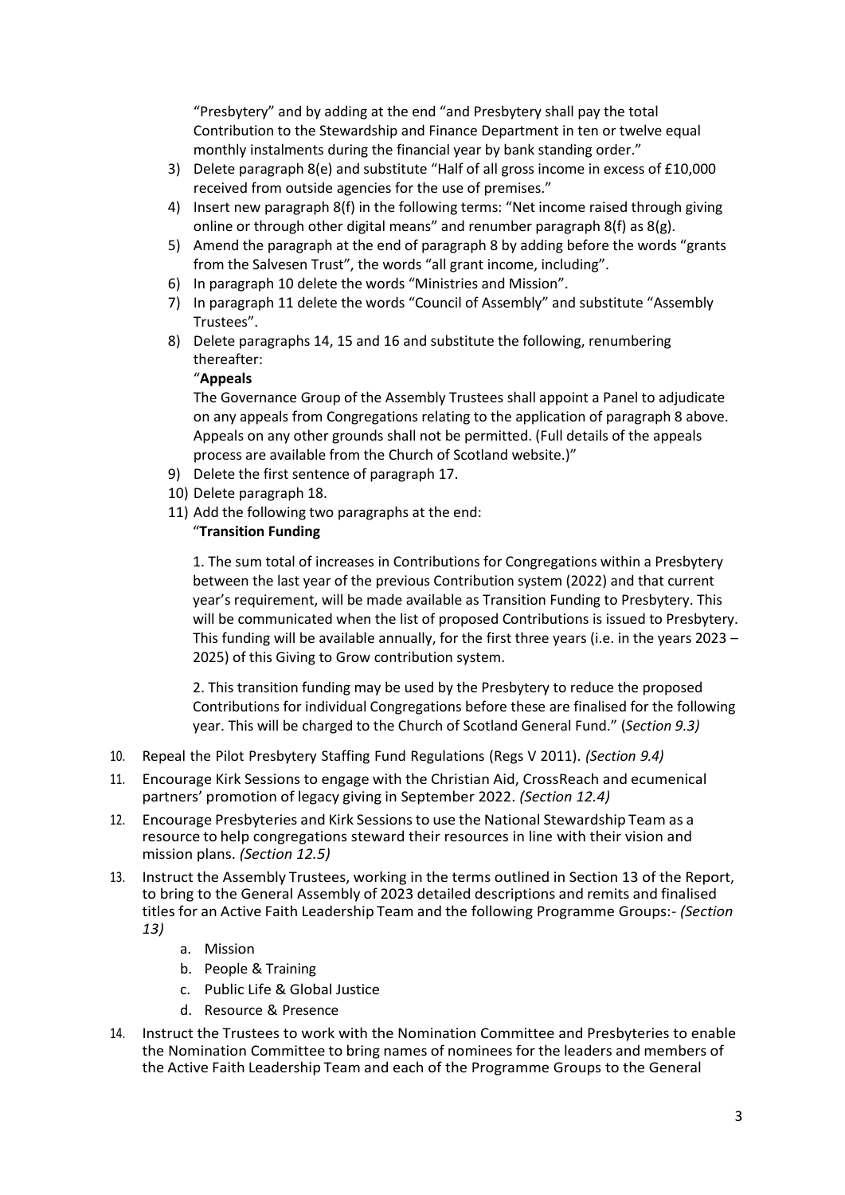"Presbytery" and by adding at the end "and Presbytery shall pay the total Contribution to the Stewardship and Finance Department in ten or twelve equal monthly instalments during the financial year by bank standing order."

3) Delete paragraph 8(e) and substitute "Half of all gross income in excess of £10,000 received from outside agencies for the use of premises."
4) Insert new paragraph 8(f) in the following terms: "Net income raised through giving online or through other digital means" and renumber paragraph 8(f) as 8(g).
5) Amend the paragraph at the end of paragraph 8 by adding before the words "grants from the Salvesen Trust", the words "all grant income, including".
6) In paragraph 10 delete the words "Ministries and Mission".
7) In paragraph 11 delete the words "Council of Assembly" and substitute "Assembly Trustees".
8) Delete paragraphs 14, 15 and 16 and substitute the following, renumbering thereafter:

   "**Appeals**

   The Governance Group of the Assembly Trustees shall appoint a Panel to adjudicate on any appeals from Congregations relating to the application of paragraph 8 above. Appeals on any other grounds shall not be permitted. (Full details of the appeals process are available from the Church of Scotland website.)"
9) Delete the first sentence of paragraph 17.
10) Delete paragraph 18.
11) Add the following two paragraphs at the end:

    "**Transition Funding**

    1. The sum total of increases in Contributions for Congregations within a Presbytery between the last year of the previous Contribution system (2022) and that current year's requirement, will be made available as Transition Funding to Presbytery. This will be communicated when the list of proposed Contributions is issued to Presbytery. This funding will be available annually, for the first three years (i.e. in the years 2023 – 2025) of this Giving to Grow contribution system.

    2. This transition funding may be used by the Presbytery to reduce the proposed Contributions for individual Congregations before these are finalised for the following year. This will be charged to the Church of Scotland General Fund." (*Section 9.3)*

10. Repeal the Pilot Presbytery Staffing Fund Regulations (Regs V 2011). *(Section 9.4)*
11. Encourage Kirk Sessions to engage with the Christian Aid, CrossReach and ecumenical partners' promotion of legacy giving in September 2022. *(Section 12.4)*
12. Encourage Presbyteries and Kirk Sessions to use the National Stewardship Team as a resource to help congregations steward their resources in line with their vision and mission plans. *(Section 12.5)*
13. Instruct the Assembly Trustees, working in the terms outlined in Section 13 of the Report, to bring to the General Assembly of 2023 detailed descriptions and remits and finalised titles for an Active Faith Leadership Team and the following Programme Groups:- *(Section 13)*
    a. Mission
    b. People & Training
    c. Public Life & Global Justice
    d. Resource & Presence
14. Instruct the Trustees to work with the Nomination Committee and Presbyteries to enable the Nomination Committee to bring names of nominees for the leaders and members of the Active Faith Leadership Team and each of the Programme Groups to the General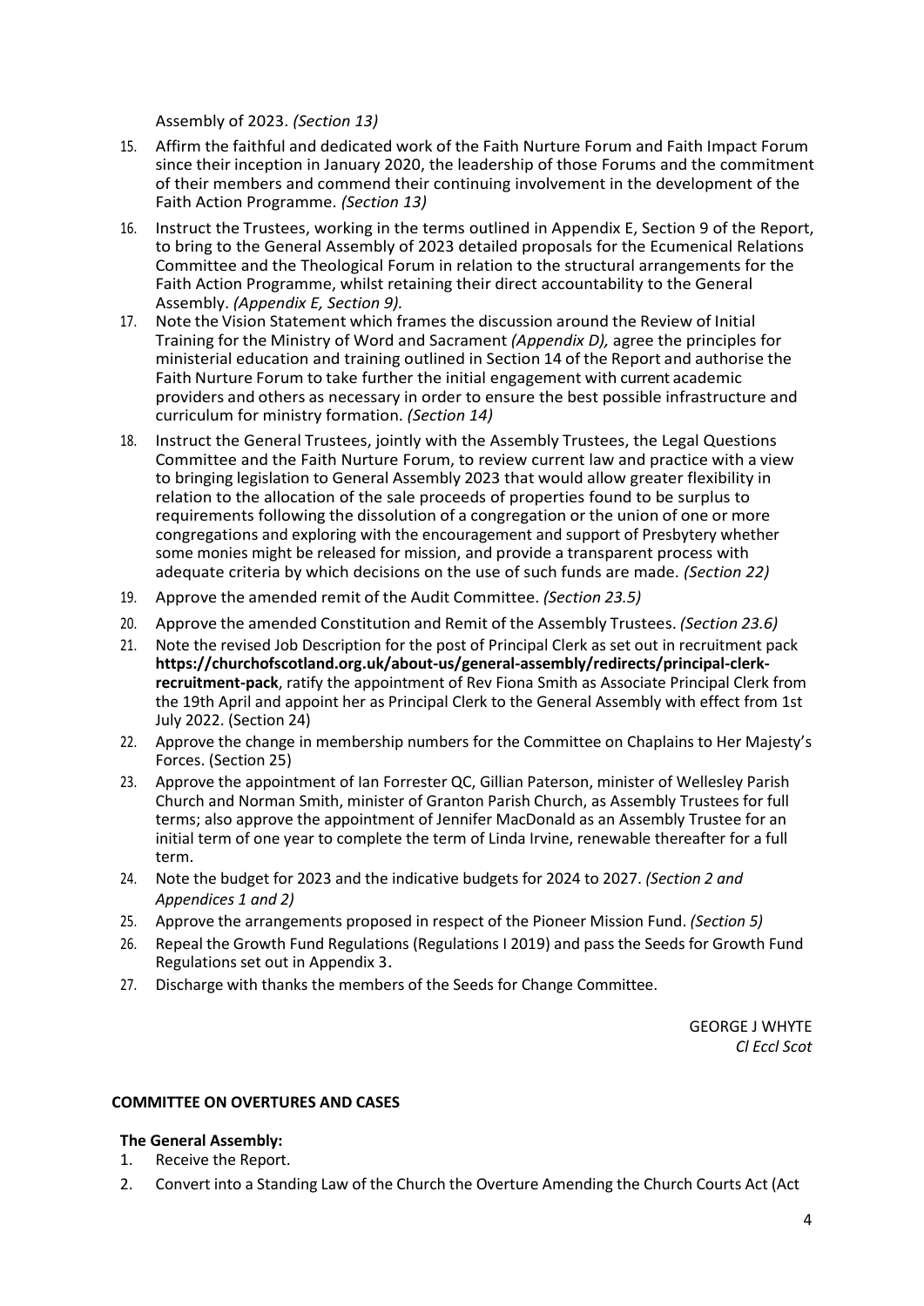Assembly of 2023. *(Section 13)*

15. Affirm the faithful and dedicated work of the Faith Nurture Forum and Faith Impact Forum since their inception in January 2020, the leadership of those Forums and the commitment of their members and commend their continuing involvement in the development of the Faith Action Programme. *(Section 13)*
16. Instruct the Trustees, working in the terms outlined in Appendix E, Section 9 of the Report, to bring to the General Assembly of 2023 detailed proposals for the Ecumenical Relations Committee and the Theological Forum in relation to the structural arrangements for the Faith Action Programme, whilst retaining their direct accountability to the General Assembly. *(Appendix E, Section 9).*
17. Note the Vision Statement which frames the discussion around the Review of Initial Training for the Ministry of Word and Sacrament *(Appendix D),* agree the principles for ministerial education and training outlined in Section 14 of the Report and authorise the Faith Nurture Forum to take further the initial engagement with current academic providers and others as necessary in order to ensure the best possible infrastructure and curriculum for ministry formation. *(Section 14)*
18. Instruct the General Trustees, jointly with the Assembly Trustees, the Legal Questions Committee and the Faith Nurture Forum, to review current law and practice with a view to bringing legislation to General Assembly 2023 that would allow greater flexibility in relation to the allocation of the sale proceeds of properties found to be surplus to requirements following the dissolution of a congregation or the union of one or more congregations and exploring with the encouragement and support of Presbytery whether some monies might be released for mission, and provide a transparent process with adequate criteria by which decisions on the use of such funds are made. *(Section 22)*
19. Approve the amended remit of the Audit Committee. *(Section 23.5)*
20. Approve the amended Constitution and Remit of the Assembly Trustees. *(Section 23.6)*
21. Note the revised Job Description for the post of Principal Clerk as set out in recruitment pack **https://churchofscotland.org.uk/about-us/general-assembly/redirects/principal-clerk-recruitment-pack**, ratify the appointment of Rev Fiona Smith as Associate Principal Clerk from the 19th April and appoint her as Principal Clerk to the General Assembly with effect from 1st July 2022. (Section 24)
22. Approve the change in membership numbers for the Committee on Chaplains to Her Majesty's Forces. (Section 25)
23. Approve the appointment of Ian Forrester QC, Gillian Paterson, minister of Wellesley Parish Church and Norman Smith, minister of Granton Parish Church, as Assembly Trustees for full terms; also approve the appointment of Jennifer MacDonald as an Assembly Trustee for an initial term of one year to complete the term of Linda Irvine, renewable thereafter for a full term.
24. Note the budget for 2023 and the indicative budgets for 2024 to 2027. *(Section 2 and Appendices 1 and 2)*
25. Approve the arrangements proposed in respect of the Pioneer Mission Fund. *(Section 5)*
26. Repeal the Growth Fund Regulations (Regulations I 2019) and pass the Seeds for Growth Fund Regulations set out in Appendix 3.
27. Discharge with thanks the members of the Seeds for Change Committee.

GEORGE J WHYTE
*Cl Eccl Scot*

**COMMITTEE ON OVERTURES AND CASES**

**The General Assembly:**

1. Receive the Report.
2. Convert into a Standing Law of the Church the Overture Amending the Church Courts Act (Act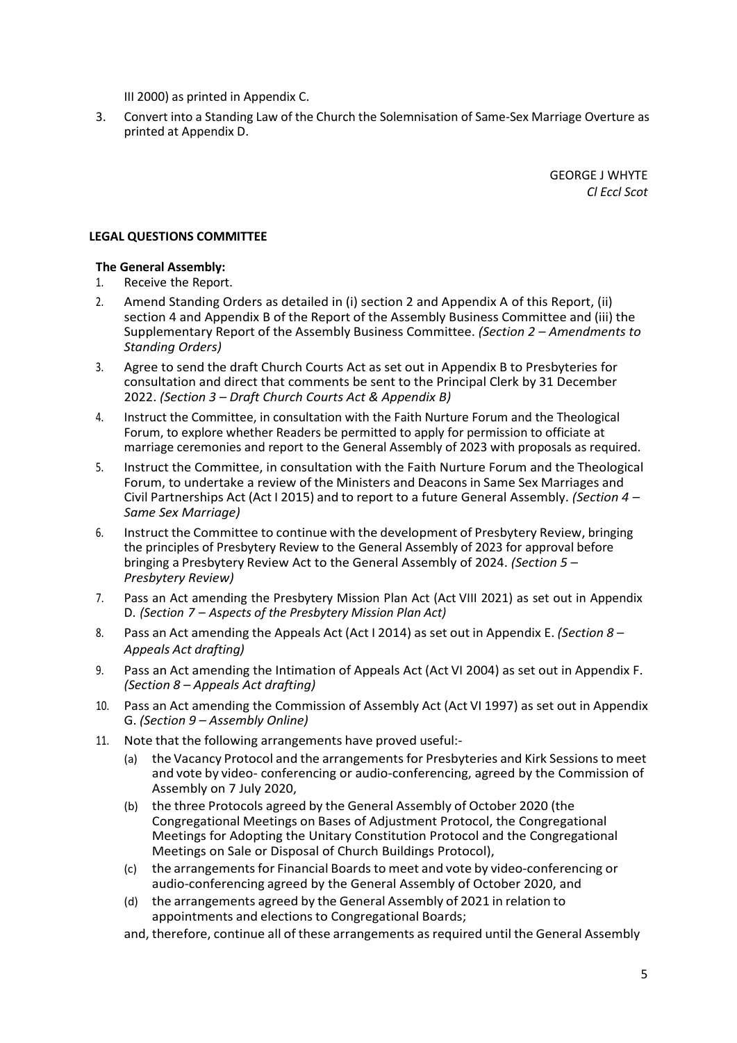III 2000) as printed in Appendix C.

3. Convert into a Standing Law of the Church the Solemnisation of Same-Sex Marriage Overture as printed at Appendix D.

GEORGE J WHYTE
*Cl Eccl Scot*

**LEGAL QUESTIONS COMMITTEE**

**The General Assembly:**

1. Receive the Report.
2. Amend Standing Orders as detailed in (i) section 2 and Appendix A of this Report, (ii) section 4 and Appendix B of the Report of the Assembly Business Committee and (iii) the Supplementary Report of the Assembly Business Committee. *(Section 2 – Amendments to Standing Orders)*
3. Agree to send the draft Church Courts Act as set out in Appendix B to Presbyteries for consultation and direct that comments be sent to the Principal Clerk by 31 December 2022. *(Section 3 – Draft Church Courts Act & Appendix B)*
4. Instruct the Committee, in consultation with the Faith Nurture Forum and the Theological Forum, to explore whether Readers be permitted to apply for permission to officiate at marriage ceremonies and report to the General Assembly of 2023 with proposals as required.
5. Instruct the Committee, in consultation with the Faith Nurture Forum and the Theological Forum, to undertake a review of the Ministers and Deacons in Same Sex Marriages and Civil Partnerships Act (Act I 2015) and to report to a future General Assembly. *(Section 4 – Same Sex Marriage)*
6. Instruct the Committee to continue with the development of Presbytery Review, bringing the principles of Presbytery Review to the General Assembly of 2023 for approval before bringing a Presbytery Review Act to the General Assembly of 2024. *(Section 5 – Presbytery Review)*
7. Pass an Act amending the Presbytery Mission Plan Act (Act VIII 2021) as set out in Appendix D. *(Section 7 – Aspects of the Presbytery Mission Plan Act)*
8. Pass an Act amending the Appeals Act (Act I 2014) as set out in Appendix E. *(Section 8 – Appeals Act drafting)*
9. Pass an Act amending the Intimation of Appeals Act (Act VI 2004) as set out in Appendix F. *(Section 8 – Appeals Act drafting)*
10. Pass an Act amending the Commission of Assembly Act (Act VI 1997) as set out in Appendix G. *(Section 9 – Assembly Online)*
11. Note that the following arrangements have proved useful:-
    (a) the Vacancy Protocol and the arrangements for Presbyteries and Kirk Sessions to meet and vote by video- conferencing or audio-conferencing, agreed by the Commission of Assembly on 7 July 2020,
    (b) the three Protocols agreed by the General Assembly of October 2020 (the Congregational Meetings on Bases of Adjustment Protocol, the Congregational Meetings for Adopting the Unitary Constitution Protocol and the Congregational Meetings on Sale or Disposal of Church Buildings Protocol),
    (c) the arrangements for Financial Boards to meet and vote by video-conferencing or audio-conferencing agreed by the General Assembly of October 2020, and
    (d) the arrangements agreed by the General Assembly of 2021 in relation to appointments and elections to Congregational Boards;

    and, therefore, continue all of these arrangements as required until the General Assembly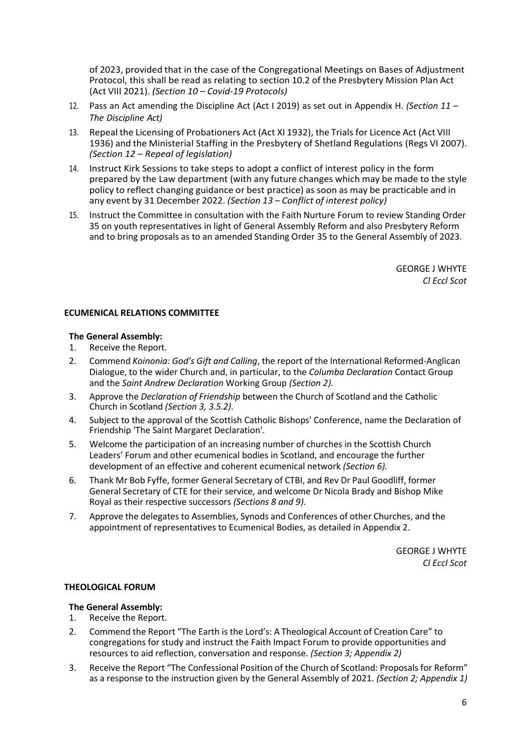of 2023, provided that in the case of the Congregational Meetings on Bases of Adjustment Protocol, this shall be read as relating to section 10.2 of the Presbytery Mission Plan Act (Act VIII 2021). *(Section 10 – Covid-19 Protocols)*

12. Pass an Act amending the Discipline Act (Act I 2019) as set out in Appendix H. *(Section 11 – The Discipline Act)*
13. Repeal the Licensing of Probationers Act (Act XI 1932), the Trials for Licence Act (Act VIII 1936) and the Ministerial Staffing in the Presbytery of Shetland Regulations (Regs VI 2007). *(Section 12 – Repeal of legislation)*
14. Instruct Kirk Sessions to take steps to adopt a conflict of interest policy in the form prepared by the Law department (with any future changes which may be made to the style policy to reflect changing guidance or best practice) as soon as may be practicable and in any event by 31 December 2022. *(Section 13 – Conflict of interest policy)*
15. Instruct the Committee in consultation with the Faith Nurture Forum to review Standing Order 35 on youth representatives in light of General Assembly Reform and also Presbytery Reform and to bring proposals as to an amended Standing Order 35 to the General Assembly of 2023.

GEORGE J WHYTE
*Cl Eccl Scot*

## ECUMENICAL RELATIONS COMMITTEE

**The General Assembly:**

1. Receive the Report.
2. Commend *Koinonia: God's Gift and Calling*, the report of the International Reformed-Anglican Dialogue, to the wider Church and, in particular, to the *Columba Declaration* Contact Group and the *Saint Andrew Declaration* Working Group *(Section 2).*
3. Approve the *Declaration of Friendship* between the Church of Scotland and the Catholic Church in Scotland *(Section 3, 3.5.2)*.
4. Subject to the approval of the Scottish Catholic Bishops' Conference, name the Declaration of Friendship 'The Saint Margaret Declaration'.
5. Welcome the participation of an increasing number of churches in the Scottish Church Leaders' Forum and other ecumenical bodies in Scotland, and encourage the further development of an effective and coherent ecumenical network *(Section 6).*
6. Thank Mr Bob Fyffe, former General Secretary of CTBI, and Rev Dr Paul Goodliff, former General Secretary of CTE for their service, and welcome Dr Nicola Brady and Bishop Mike Royal as their respective successors *(Sections 8 and 9).*
7. Approve the delegates to Assemblies, Synods and Conferences of other Churches, and the appointment of representatives to Ecumenical Bodies, as detailed in Appendix 2.

GEORGE J WHYTE
*Cl Eccl Scot*

## THEOLOGICAL FORUM

**The General Assembly:**

1. Receive the Report.
2. Commend the Report "The Earth is the Lord's: A Theological Account of Creation Care" to congregations for study and instruct the Faith Impact Forum to provide opportunities and resources to aid reflection, conversation and response. *(Section 3; Appendix 2)*
3. Receive the Report "The Confessional Position of the Church of Scotland: Proposals for Reform" as a response to the instruction given by the General Assembly of 2021. *(Section 2; Appendix 1)*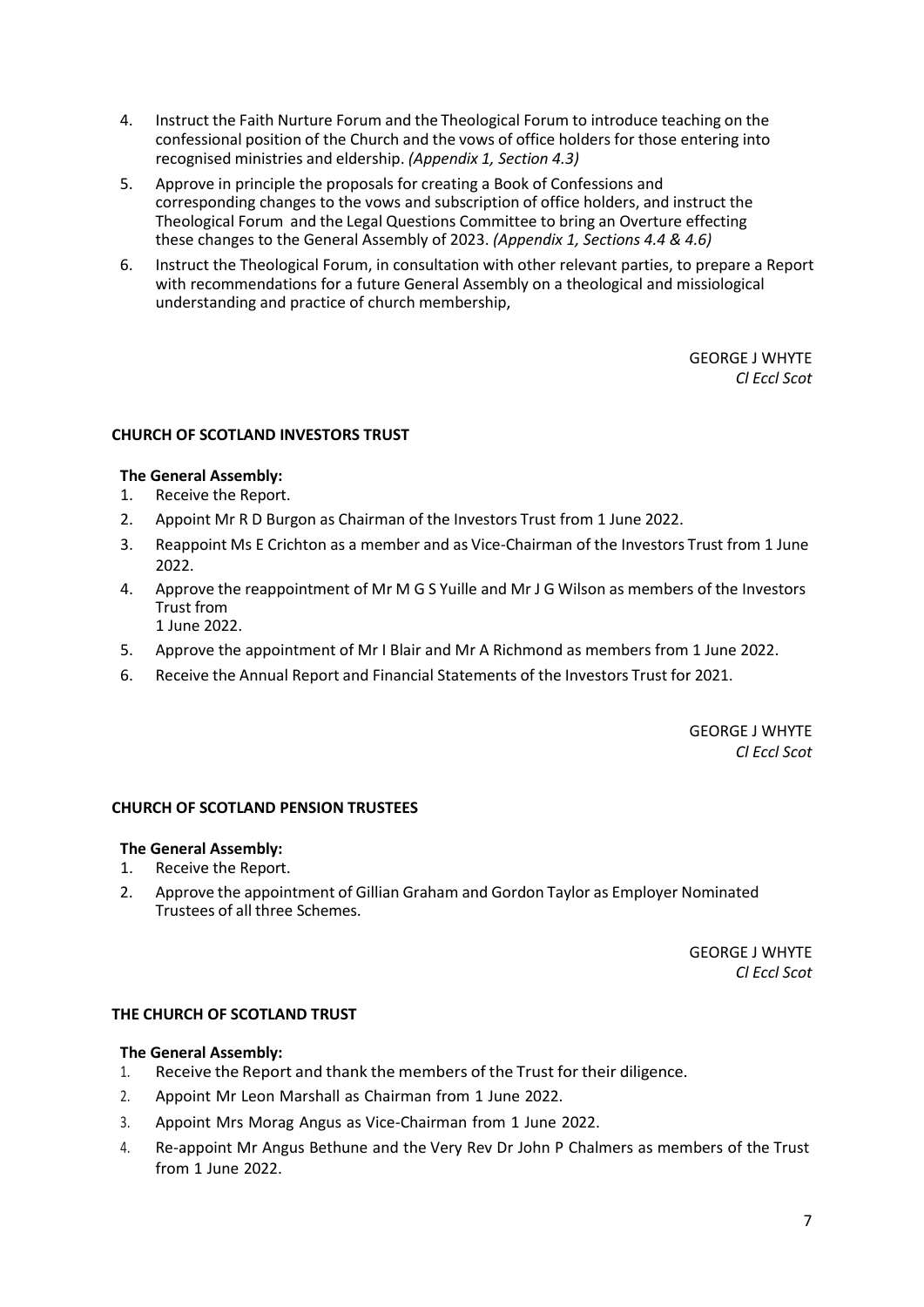4. Instruct the Faith Nurture Forum and the Theological Forum to introduce teaching on the confessional position of the Church and the vows of office holders for those entering into recognised ministries and eldership. *(Appendix 1, Section 4.3)*
5. Approve in principle the proposals for creating a Book of Confessions and corresponding changes to the vows and subscription of office holders, and instruct the Theological Forum and the Legal Questions Committee to bring an Overture effecting these changes to the General Assembly of 2023. *(Appendix 1, Sections 4.4 & 4.6)*
6. Instruct the Theological Forum, in consultation with other relevant parties, to prepare a Report with recommendations for a future General Assembly on a theological and missiological understanding and practice of church membership,

GEORGE J WHYTE
*Cl Eccl Scot*

**CHURCH OF SCOTLAND INVESTORS TRUST**

**The General Assembly:**

1. Receive the Report.
2. Appoint Mr R D Burgon as Chairman of the Investors Trust from 1 June 2022.
3. Reappoint Ms E Crichton as a member and as Vice-Chairman of the Investors Trust from 1 June 2022.
4. Approve the reappointment of Mr M G S Yuille and Mr J G Wilson as members of the Investors Trust from 1 June 2022.
5. Approve the appointment of Mr I Blair and Mr A Richmond as members from 1 June 2022.
6. Receive the Annual Report and Financial Statements of the Investors Trust for 2021.

GEORGE J WHYTE
*Cl Eccl Scot*

**CHURCH OF SCOTLAND PENSION TRUSTEES**

**The General Assembly:**

1. Receive the Report.
2. Approve the appointment of Gillian Graham and Gordon Taylor as Employer Nominated Trustees of all three Schemes.

GEORGE J WHYTE
*Cl Eccl Scot*

**THE CHURCH OF SCOTLAND TRUST**

**The General Assembly:**

1. Receive the Report and thank the members of the Trust for their diligence.
2. Appoint Mr Leon Marshall as Chairman from 1 June 2022.
3. Appoint Mrs Morag Angus as Vice-Chairman from 1 June 2022.
4. Re-appoint Mr Angus Bethune and the Very Rev Dr John P Chalmers as members of the Trust from 1 June 2022.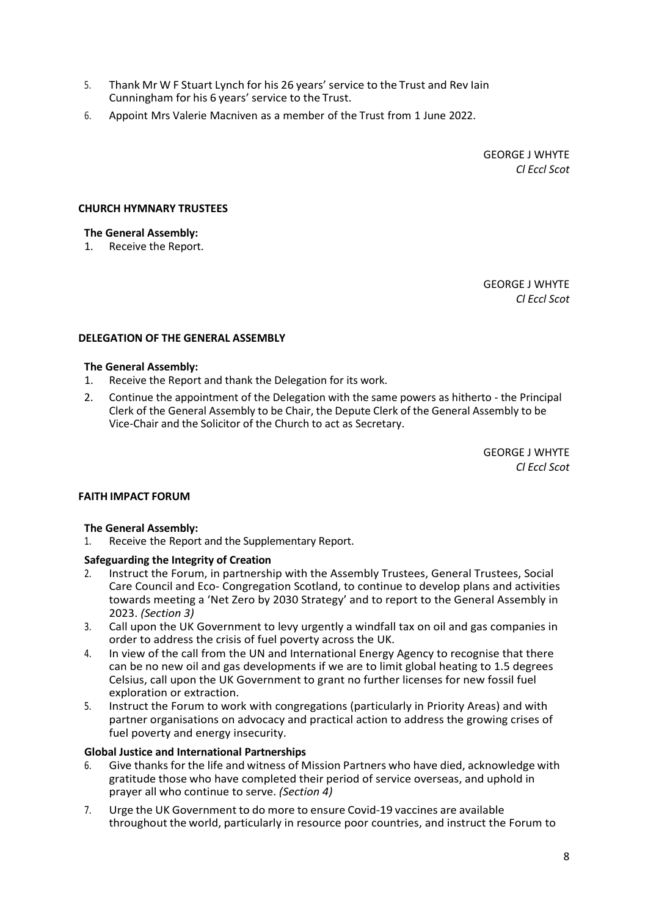5. Thank Mr W F Stuart Lynch for his 26 years' service to the Trust and Rev Iain Cunningham for his 6 years' service to the Trust.
6. Appoint Mrs Valerie Macniven as a member of the Trust from 1 June 2022.

GEORGE J WHYTE
*Cl Eccl Scot*

**CHURCH HYMNARY TRUSTEES**

**The General Assembly:**

1. Receive the Report.

GEORGE J WHYTE
*Cl Eccl Scot*

**DELEGATION OF THE GENERAL ASSEMBLY**

**The General Assembly:**

1. Receive the Report and thank the Delegation for its work.
2. Continue the appointment of the Delegation with the same powers as hitherto - the Principal Clerk of the General Assembly to be Chair, the Depute Clerk of the General Assembly to be Vice-Chair and the Solicitor of the Church to act as Secretary.

GEORGE J WHYTE
*Cl Eccl Scot*

**FAITH IMPACT FORUM**

**The General Assembly:**

1. Receive the Report and the Supplementary Report.

**Safeguarding the Integrity of Creation**

2. Instruct the Forum, in partnership with the Assembly Trustees, General Trustees, Social Care Council and Eco- Congregation Scotland, to continue to develop plans and activities towards meeting a 'Net Zero by 2030 Strategy' and to report to the General Assembly in 2023. *(Section 3)*
3. Call upon the UK Government to levy urgently a windfall tax on oil and gas companies in order to address the crisis of fuel poverty across the UK.
4. In view of the call from the UN and International Energy Agency to recognise that there can be no new oil and gas developments if we are to limit global heating to 1.5 degrees Celsius, call upon the UK Government to grant no further licenses for new fossil fuel exploration or extraction.
5. Instruct the Forum to work with congregations (particularly in Priority Areas) and with partner organisations on advocacy and practical action to address the growing crises of fuel poverty and energy insecurity.

**Global Justice and International Partnerships**

6. Give thanks for the life and witness of Mission Partners who have died, acknowledge with gratitude those who have completed their period of service overseas, and uphold in prayer all who continue to serve. *(Section 4)*
7. Urge the UK Government to do more to ensure Covid-19 vaccines are available throughout the world, particularly in resource poor countries, and instruct the Forum to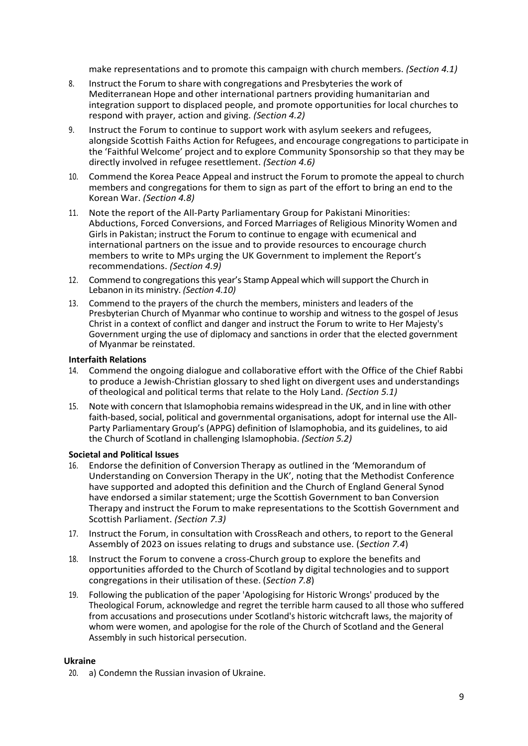make representations and to promote this campaign with church members. *(Section 4.1)*

8. Instruct the Forum to share with congregations and Presbyteries the work of Mediterranean Hope and other international partners providing humanitarian and integration support to displaced people, and promote opportunities for local churches to respond with prayer, action and giving. *(Section 4.2)*
9. Instruct the Forum to continue to support work with asylum seekers and refugees, alongside Scottish Faiths Action for Refugees, and encourage congregations to participate in the 'Faithful Welcome' project and to explore Community Sponsorship so that they may be directly involved in refugee resettlement. *(Section 4.6)*
10. Commend the Korea Peace Appeal and instruct the Forum to promote the appeal to church members and congregations for them to sign as part of the effort to bring an end to the Korean War. *(Section 4.8)*
11. Note the report of the All-Party Parliamentary Group for Pakistani Minorities: Abductions, Forced Conversions, and Forced Marriages of Religious Minority Women and Girls in Pakistan; instruct the Forum to continue to engage with ecumenical and international partners on the issue and to provide resources to encourage church members to write to MPs urging the UK Government to implement the Report's recommendations. *(Section 4.9)*
12. Commend to congregations this year's Stamp Appeal which will support the Church in Lebanon in its ministry. *(Section 4.10)*
13. Commend to the prayers of the church the members, ministers and leaders of the Presbyterian Church of Myanmar who continue to worship and witness to the gospel of Jesus Christ in a context of conflict and danger and instruct the Forum to write to Her Majesty's Government urging the use of diplomacy and sanctions in order that the elected government of Myanmar be reinstated.

**Interfaith Relations**

14. Commend the ongoing dialogue and collaborative effort with the Office of the Chief Rabbi to produce a Jewish-Christian glossary to shed light on divergent uses and understandings of theological and political terms that relate to the Holy Land. *(Section 5.1)*
15. Note with concern that Islamophobia remains widespread in the UK, and in line with other faith-based, social, political and governmental organisations, adopt for internal use the All-Party Parliamentary Group's (APPG) definition of Islamophobia, and its guidelines, to aid the Church of Scotland in challenging Islamophobia. *(Section 5.2)*

**Societal and Political Issues**

16. Endorse the definition of Conversion Therapy as outlined in the 'Memorandum of Understanding on Conversion Therapy in the UK', noting that the Methodist Conference have supported and adopted this definition and the Church of England General Synod have endorsed a similar statement; urge the Scottish Government to ban Conversion Therapy and instruct the Forum to make representations to the Scottish Government and Scottish Parliament. *(Section 7.3)*
17. Instruct the Forum, in consultation with CrossReach and others, to report to the General Assembly of 2023 on issues relating to drugs and substance use. (*Section 7.4*)
18. Instruct the Forum to convene a cross-Church group to explore the benefits and opportunities afforded to the Church of Scotland by digital technologies and to support congregations in their utilisation of these. (*Section 7.8*)
19. Following the publication of the paper 'Apologising for Historic Wrongs' produced by the Theological Forum, acknowledge and regret the terrible harm caused to all those who suffered from accusations and prosecutions under Scotland's historic witchcraft laws, the majority of whom were women, and apologise for the role of the Church of Scotland and the General Assembly in such historical persecution.

**Ukraine**

20. a) Condemn the Russian invasion of Ukraine.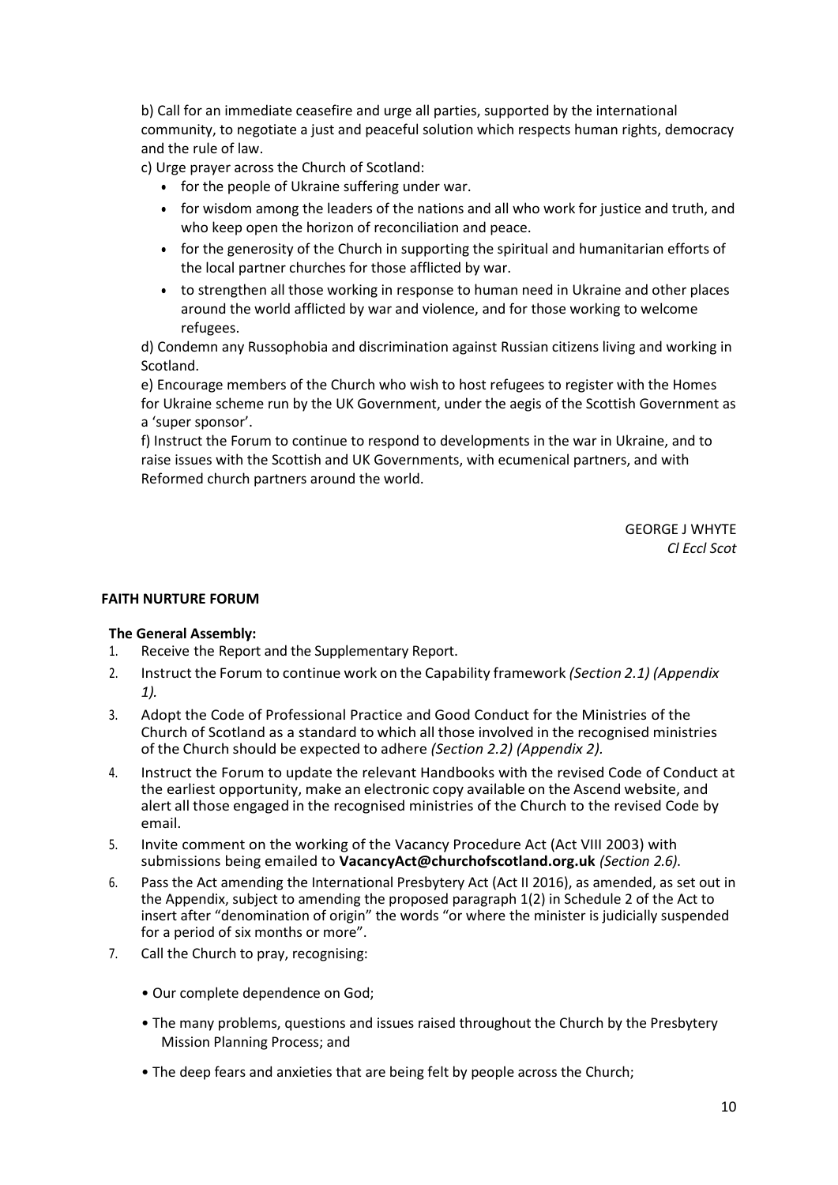b) Call for an immediate ceasefire and urge all parties, supported by the international community, to negotiate a just and peaceful solution which respects human rights, democracy and the rule of law.

c) Urge prayer across the Church of Scotland:

- for the people of Ukraine suffering under war.
- for wisdom among the leaders of the nations and all who work for justice and truth, and who keep open the horizon of reconciliation and peace.
- for the generosity of the Church in supporting the spiritual and humanitarian efforts of the local partner churches for those afflicted by war.
- to strengthen all those working in response to human need in Ukraine and other places around the world afflicted by war and violence, and for those working to welcome refugees.

d) Condemn any Russophobia and discrimination against Russian citizens living and working in Scotland.

e) Encourage members of the Church who wish to host refugees to register with the Homes for Ukraine scheme run by the UK Government, under the aegis of the Scottish Government as a 'super sponsor'.

f) Instruct the Forum to continue to respond to developments in the war in Ukraine, and to raise issues with the Scottish and UK Governments, with ecumenical partners, and with Reformed church partners around the world.

GEORGE J WHYTE
*Cl Eccl Scot*

**FAITH NURTURE FORUM**

**The General Assembly:**

1. Receive the Report and the Supplementary Report.
2. Instruct the Forum to continue work on the Capability framework *(Section 2.1) (Appendix 1).*
3. Adopt the Code of Professional Practice and Good Conduct for the Ministries of the Church of Scotland as a standard to which all those involved in the recognised ministries of the Church should be expected to adhere *(Section 2.2) (Appendix 2).*
4. Instruct the Forum to update the relevant Handbooks with the revised Code of Conduct at the earliest opportunity, make an electronic copy available on the Ascend website, and alert all those engaged in the recognised ministries of the Church to the revised Code by email.
5. Invite comment on the working of the Vacancy Procedure Act (Act VIII 2003) with submissions being emailed to **VacancyAct@churchofscotland.org.uk** *(Section 2.6)*.
6. Pass the Act amending the International Presbytery Act (Act II 2016), as amended, as set out in the Appendix, subject to amending the proposed paragraph 1(2) in Schedule 2 of the Act to insert after "denomination of origin" the words "or where the minister is judicially suspended for a period of six months or more".
7. Call the Church to pray, recognising:

   - Our complete dependence on God;
   - The many problems, questions and issues raised throughout the Church by the Presbytery Mission Planning Process; and
   - The deep fears and anxieties that are being felt by people across the Church;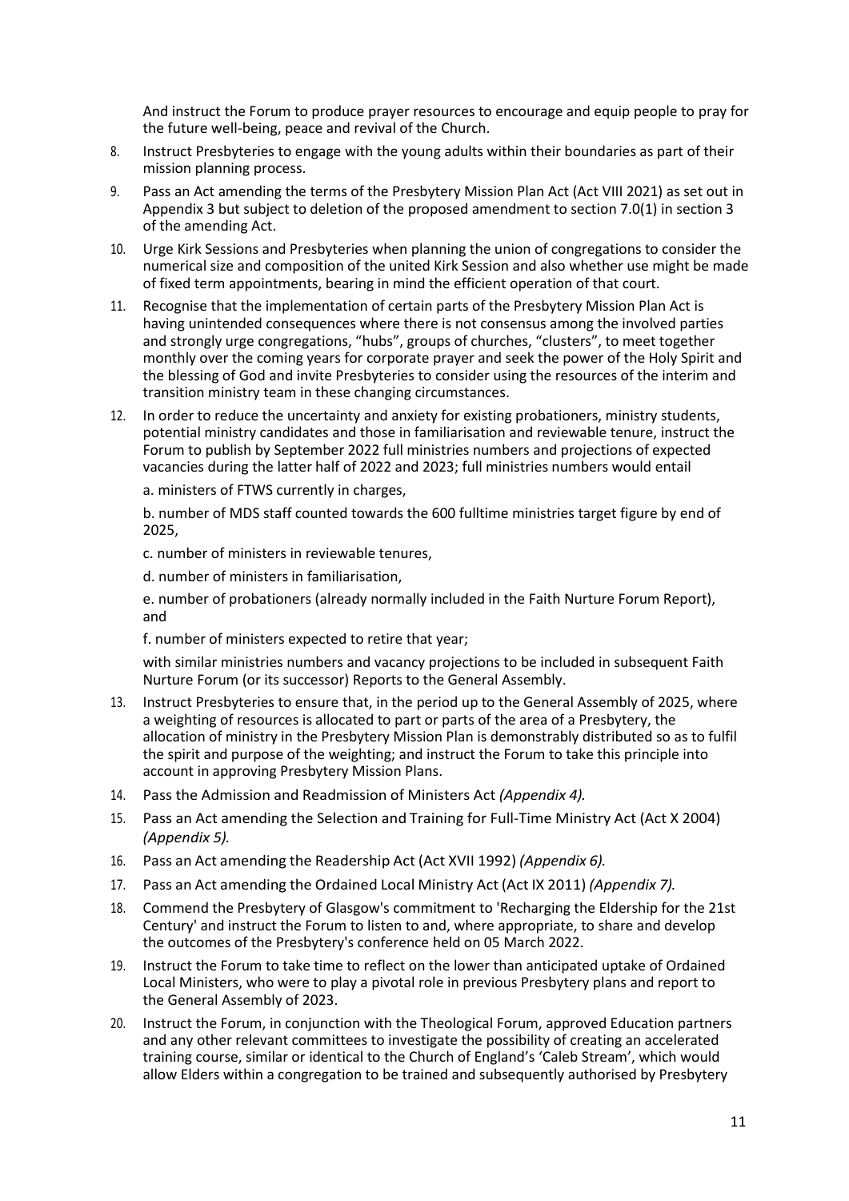And instruct the Forum to produce prayer resources to encourage and equip people to pray for the future well-being, peace and revival of the Church.

8. Instruct Presbyteries to engage with the young adults within their boundaries as part of their mission planning process.
9. Pass an Act amending the terms of the Presbytery Mission Plan Act (Act VIII 2021) as set out in Appendix 3 but subject to deletion of the proposed amendment to section 7.0(1) in section 3 of the amending Act.
10. Urge Kirk Sessions and Presbyteries when planning the union of congregations to consider the numerical size and composition of the united Kirk Session and also whether use might be made of fixed term appointments, bearing in mind the efficient operation of that court.
11. Recognise that the implementation of certain parts of the Presbytery Mission Plan Act is having unintended consequences where there is not consensus among the involved parties and strongly urge congregations, "hubs", groups of churches, "clusters", to meet together monthly over the coming years for corporate prayer and seek the power of the Holy Spirit and the blessing of God and invite Presbyteries to consider using the resources of the interim and transition ministry team in these changing circumstances.
12. In order to reduce the uncertainty and anxiety for existing probationers, ministry students, potential ministry candidates and those in familiarisation and reviewable tenure, instruct the Forum to publish by September 2022 full ministries numbers and projections of expected vacancies during the latter half of 2022 and 2023; full ministries numbers would entail

    a. ministers of FTWS currently in charges,

    b. number of MDS staff counted towards the 600 fulltime ministries target figure by end of 2025,

    c. number of ministers in reviewable tenures,

    d. number of ministers in familiarisation,

    e. number of probationers (already normally included in the Faith Nurture Forum Report), and

    f. number of ministers expected to retire that year;

    with similar ministries numbers and vacancy projections to be included in subsequent Faith Nurture Forum (or its successor) Reports to the General Assembly.

13. Instruct Presbyteries to ensure that, in the period up to the General Assembly of 2025, where a weighting of resources is allocated to part or parts of the area of a Presbytery, the allocation of ministry in the Presbytery Mission Plan is demonstrably distributed so as to fulfil the spirit and purpose of the weighting; and instruct the Forum to take this principle into account in approving Presbytery Mission Plans.
14. Pass the Admission and Readmission of Ministers Act *(Appendix 4).*
15. Pass an Act amending the Selection and Training for Full-Time Ministry Act (Act X 2004) *(Appendix 5).*
16. Pass an Act amending the Readership Act (Act XVII 1992) *(Appendix 6).*
17. Pass an Act amending the Ordained Local Ministry Act (Act IX 2011) *(Appendix 7).*
18. Commend the Presbytery of Glasgow's commitment to 'Recharging the Eldership for the 21st Century' and instruct the Forum to listen to and, where appropriate, to share and develop the outcomes of the Presbytery's conference held on 05 March 2022.
19. Instruct the Forum to take time to reflect on the lower than anticipated uptake of Ordained Local Ministers, who were to play a pivotal role in previous Presbytery plans and report to the General Assembly of 2023.
20. Instruct the Forum, in conjunction with the Theological Forum, approved Education partners and any other relevant committees to investigate the possibility of creating an accelerated training course, similar or identical to the Church of England's 'Caleb Stream', which would allow Elders within a congregation to be trained and subsequently authorised by Presbytery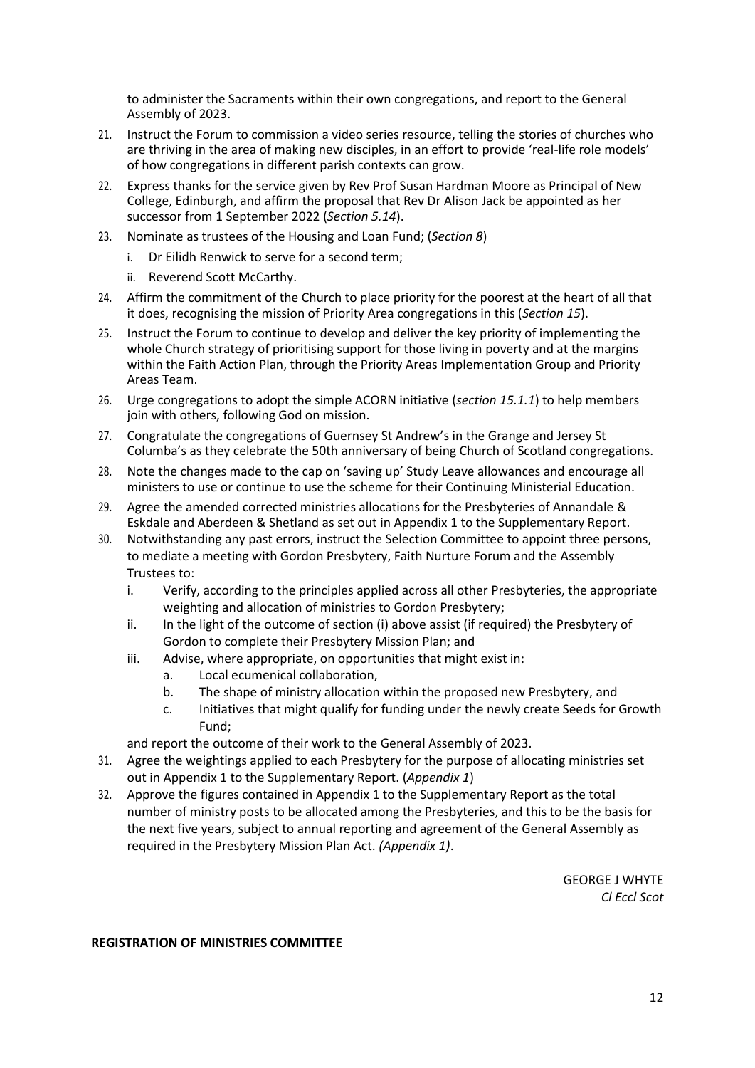to administer the Sacraments within their own congregations, and report to the General Assembly of 2023.

21. Instruct the Forum to commission a video series resource, telling the stories of churches who are thriving in the area of making new disciples, in an effort to provide 'real-life role models' of how congregations in different parish contexts can grow.
22. Express thanks for the service given by Rev Prof Susan Hardman Moore as Principal of New College, Edinburgh, and affirm the proposal that Rev Dr Alison Jack be appointed as her successor from 1 September 2022 (*Section 5.14*).
23. Nominate as trustees of the Housing and Loan Fund; (*Section 8*)
    i. Dr Eilidh Renwick to serve for a second term;
    ii. Reverend Scott McCarthy.
24. Affirm the commitment of the Church to place priority for the poorest at the heart of all that it does, recognising the mission of Priority Area congregations in this (*Section 15*).
25. Instruct the Forum to continue to develop and deliver the key priority of implementing the whole Church strategy of prioritising support for those living in poverty and at the margins within the Faith Action Plan, through the Priority Areas Implementation Group and Priority Areas Team.
26. Urge congregations to adopt the simple ACORN initiative (*section 15.1.1*) to help members join with others, following God on mission.
27. Congratulate the congregations of Guernsey St Andrew's in the Grange and Jersey St Columba's as they celebrate the 50th anniversary of being Church of Scotland congregations.
28. Note the changes made to the cap on 'saving up' Study Leave allowances and encourage all ministers to use or continue to use the scheme for their Continuing Ministerial Education.
29. Agree the amended corrected ministries allocations for the Presbyteries of Annandale & Eskdale and Aberdeen & Shetland as set out in Appendix 1 to the Supplementary Report.
30. Notwithstanding any past errors, instruct the Selection Committee to appoint three persons, to mediate a meeting with Gordon Presbytery, Faith Nurture Forum and the Assembly Trustees to:
    i. Verify, according to the principles applied across all other Presbyteries, the appropriate weighting and allocation of ministries to Gordon Presbytery;
    ii. In the light of the outcome of section (i) above assist (if required) the Presbytery of Gordon to complete their Presbytery Mission Plan; and
    iii. Advise, where appropriate, on opportunities that might exist in:
        a. Local ecumenical collaboration,
        b. The shape of ministry allocation within the proposed new Presbytery, and
        c. Initiatives that might qualify for funding under the newly create Seeds for Growth Fund;

    and report the outcome of their work to the General Assembly of 2023.
31. Agree the weightings applied to each Presbytery for the purpose of allocating ministries set out in Appendix 1 to the Supplementary Report. (*Appendix 1*)
32. Approve the figures contained in Appendix 1 to the Supplementary Report as the total number of ministry posts to be allocated among the Presbyteries, and this to be the basis for the next five years, subject to annual reporting and agreement of the General Assembly as required in the Presbytery Mission Plan Act. *(Appendix 1)*.

GEORGE J WHYTE
*Cl Eccl Scot*

**REGISTRATION OF MINISTRIES COMMITTEE**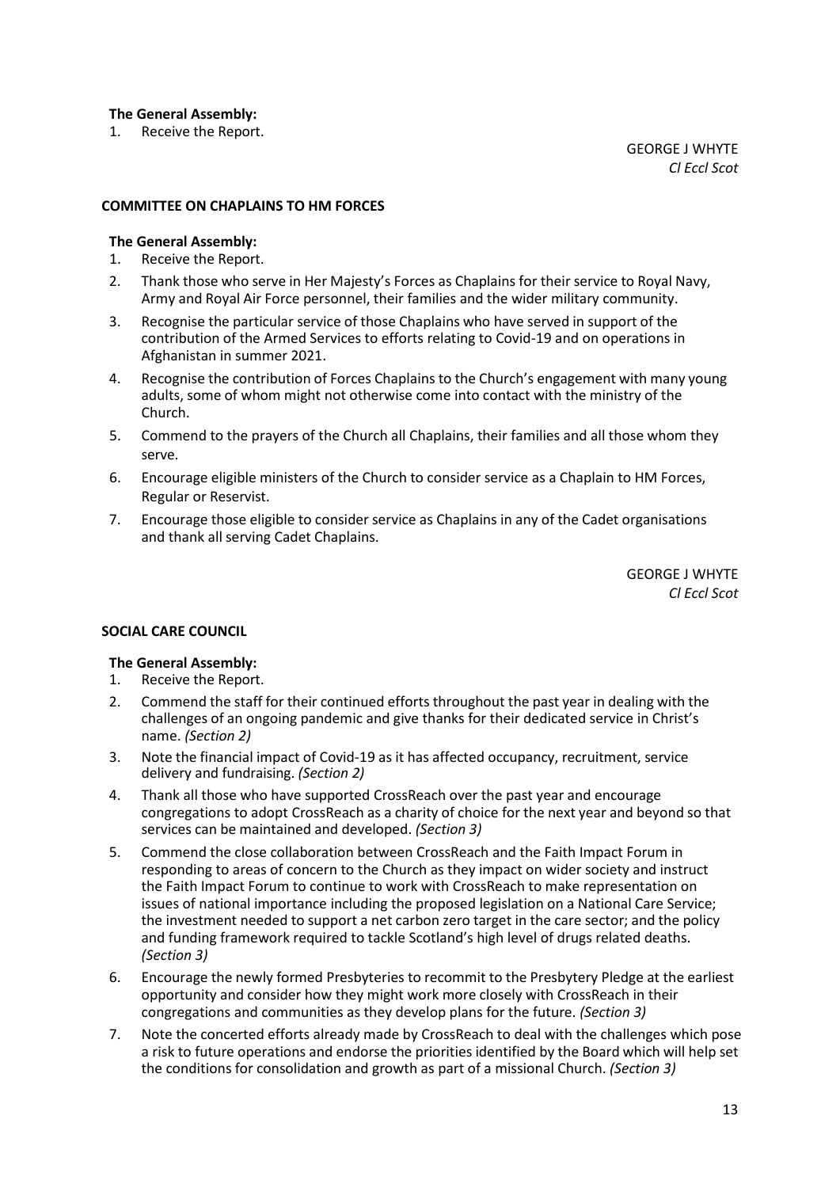**The General Assembly:**

1. Receive the Report.

GEORGE J WHYTE
*Cl Eccl Scot*

## COMMITTEE ON CHAPLAINS TO HM FORCES

**The General Assembly:**

1. Receive the Report.
2. Thank those who serve in Her Majesty's Forces as Chaplains for their service to Royal Navy, Army and Royal Air Force personnel, their families and the wider military community.
3. Recognise the particular service of those Chaplains who have served in support of the contribution of the Armed Services to efforts relating to Covid-19 and on operations in Afghanistan in summer 2021.
4. Recognise the contribution of Forces Chaplains to the Church's engagement with many young adults, some of whom might not otherwise come into contact with the ministry of the Church.
5. Commend to the prayers of the Church all Chaplains, their families and all those whom they serve.
6. Encourage eligible ministers of the Church to consider service as a Chaplain to HM Forces, Regular or Reservist.
7. Encourage those eligible to consider service as Chaplains in any of the Cadet organisations and thank all serving Cadet Chaplains.

GEORGE J WHYTE
*Cl Eccl Scot*

## SOCIAL CARE COUNCIL

**The General Assembly:**

1. Receive the Report.
2. Commend the staff for their continued efforts throughout the past year in dealing with the challenges of an ongoing pandemic and give thanks for their dedicated service in Christ's name. *(Section 2)*
3. Note the financial impact of Covid-19 as it has affected occupancy, recruitment, service delivery and fundraising. *(Section 2)*
4. Thank all those who have supported CrossReach over the past year and encourage congregations to adopt CrossReach as a charity of choice for the next year and beyond so that services can be maintained and developed. *(Section 3)*
5. Commend the close collaboration between CrossReach and the Faith Impact Forum in responding to areas of concern to the Church as they impact on wider society and instruct the Faith Impact Forum to continue to work with CrossReach to make representation on issues of national importance including the proposed legislation on a National Care Service; the investment needed to support a net carbon zero target in the care sector; and the policy and funding framework required to tackle Scotland's high level of drugs related deaths. *(Section 3)*
6. Encourage the newly formed Presbyteries to recommit to the Presbytery Pledge at the earliest opportunity and consider how they might work more closely with CrossReach in their congregations and communities as they develop plans for the future. *(Section 3)*
7. Note the concerted efforts already made by CrossReach to deal with the challenges which pose a risk to future operations and endorse the priorities identified by the Board which will help set the conditions for consolidation and growth as part of a missional Church. *(Section 3)*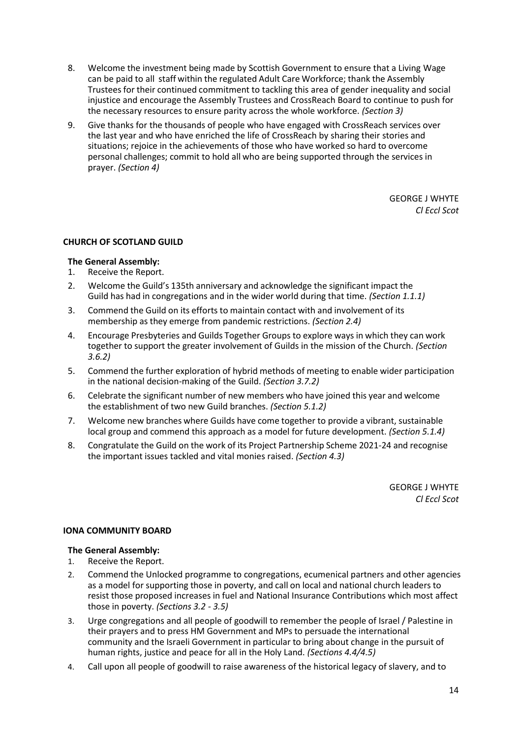8. Welcome the investment being made by Scottish Government to ensure that a Living Wage can be paid to all staff within the regulated Adult Care Workforce; thank the Assembly Trustees for their continued commitment to tackling this area of gender inequality and social injustice and encourage the Assembly Trustees and CrossReach Board to continue to push for the necessary resources to ensure parity across the whole workforce. *(Section 3)*
9. Give thanks for the thousands of people who have engaged with CrossReach services over the last year and who have enriched the life of CrossReach by sharing their stories and situations; rejoice in the achievements of those who have worked so hard to overcome personal challenges; commit to hold all who are being supported through the services in prayer. *(Section 4)*

GEORGE J WHYTE
*Cl Eccl Scot*

**CHURCH OF SCOTLAND GUILD**

**The General Assembly:**

1. Receive the Report.
2. Welcome the Guild's 135th anniversary and acknowledge the significant impact the Guild has had in congregations and in the wider world during that time. *(Section 1.1.1)*
3. Commend the Guild on its efforts to maintain contact with and involvement of its membership as they emerge from pandemic restrictions. *(Section 2.4)*
4. Encourage Presbyteries and Guilds Together Groups to explore ways in which they can work together to support the greater involvement of Guilds in the mission of the Church. *(Section 3.6.2)*
5. Commend the further exploration of hybrid methods of meeting to enable wider participation in the national decision-making of the Guild. *(Section 3.7.2)*
6. Celebrate the significant number of new members who have joined this year and welcome the establishment of two new Guild branches. *(Section 5.1.2)*
7. Welcome new branches where Guilds have come together to provide a vibrant, sustainable local group and commend this approach as a model for future development. *(Section 5.1.4)*
8. Congratulate the Guild on the work of its Project Partnership Scheme 2021-24 and recognise the important issues tackled and vital monies raised. *(Section 4.3)*

GEORGE J WHYTE
*Cl Eccl Scot*

**IONA COMMUNITY BOARD**

**The General Assembly:**

1. Receive the Report.
2. Commend the Unlocked programme to congregations, ecumenical partners and other agencies as a model for supporting those in poverty, and call on local and national church leaders to resist those proposed increases in fuel and National Insurance Contributions which most affect those in poverty. *(Sections 3.2 - 3.5)*
3. Urge congregations and all people of goodwill to remember the people of Israel / Palestine in their prayers and to press HM Government and MPs to persuade the international community and the Israeli Government in particular to bring about change in the pursuit of human rights, justice and peace for all in the Holy Land. *(Sections 4.4/4.5)*
4. Call upon all people of goodwill to raise awareness of the historical legacy of slavery, and to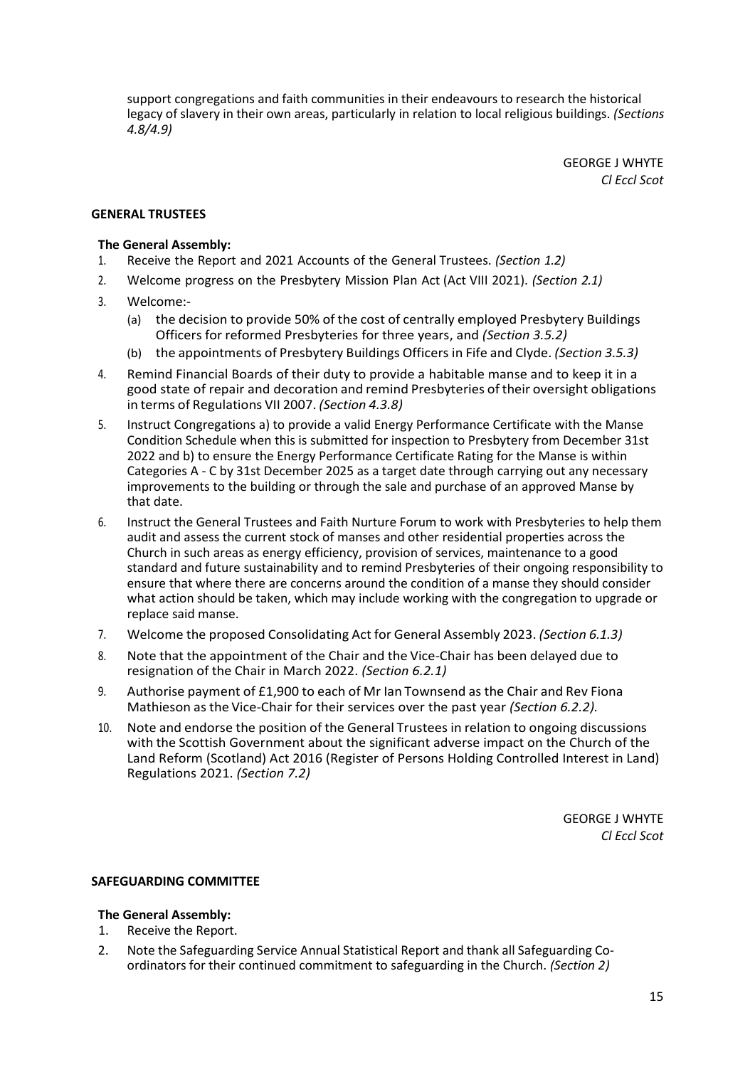support congregations and faith communities in their endeavours to research the historical legacy of slavery in their own areas, particularly in relation to local religious buildings. *(Sections 4.8/4.9)*

GEORGE J WHYTE
*Cl Eccl Scot*

**GENERAL TRUSTEES**

**The General Assembly:**

1. Receive the Report and 2021 Accounts of the General Trustees. *(Section 1.2)*
2. Welcome progress on the Presbytery Mission Plan Act (Act VIII 2021). *(Section 2.1)*
3. Welcome:-
   (a) the decision to provide 50% of the cost of centrally employed Presbytery Buildings Officers for reformed Presbyteries for three years, and *(Section 3.5.2)*
   (b) the appointments of Presbytery Buildings Officers in Fife and Clyde. *(Section 3.5.3)*
4. Remind Financial Boards of their duty to provide a habitable manse and to keep it in a good state of repair and decoration and remind Presbyteries of their oversight obligations in terms of Regulations VII 2007. *(Section 4.3.8)*
5. Instruct Congregations a) to provide a valid Energy Performance Certificate with the Manse Condition Schedule when this is submitted for inspection to Presbytery from December 31st 2022 and b) to ensure the Energy Performance Certificate Rating for the Manse is within Categories A - C by 31st December 2025 as a target date through carrying out any necessary improvements to the building or through the sale and purchase of an approved Manse by that date.
6. Instruct the General Trustees and Faith Nurture Forum to work with Presbyteries to help them audit and assess the current stock of manses and other residential properties across the Church in such areas as energy efficiency, provision of services, maintenance to a good standard and future sustainability and to remind Presbyteries of their ongoing responsibility to ensure that where there are concerns around the condition of a manse they should consider what action should be taken, which may include working with the congregation to upgrade or replace said manse.
7. Welcome the proposed Consolidating Act for General Assembly 2023. *(Section 6.1.3)*
8. Note that the appointment of the Chair and the Vice-Chair has been delayed due to resignation of the Chair in March 2022. *(Section 6.2.1)*
9. Authorise payment of £1,900 to each of Mr Ian Townsend as the Chair and Rev Fiona Mathieson as the Vice-Chair for their services over the past year *(Section 6.2.2).*
10. Note and endorse the position of the General Trustees in relation to ongoing discussions with the Scottish Government about the significant adverse impact on the Church of the Land Reform (Scotland) Act 2016 (Register of Persons Holding Controlled Interest in Land) Regulations 2021. *(Section 7.2)*

GEORGE J WHYTE
*Cl Eccl Scot*

**SAFEGUARDING COMMITTEE**

**The General Assembly:**

1. Receive the Report.
2. Note the Safeguarding Service Annual Statistical Report and thank all Safeguarding Co-ordinators for their continued commitment to safeguarding in the Church. *(Section 2)*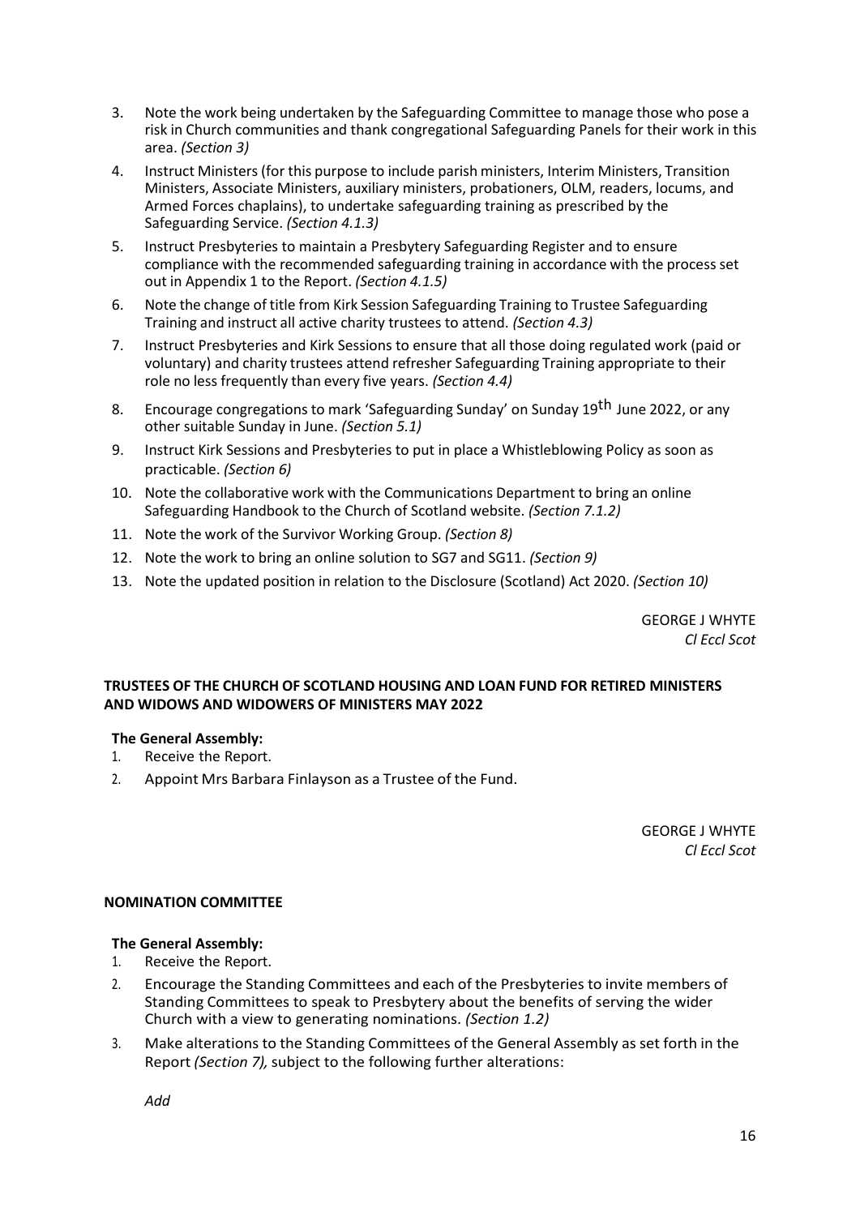3. Note the work being undertaken by the Safeguarding Committee to manage those who pose a risk in Church communities and thank congregational Safeguarding Panels for their work in this area. *(Section 3)*
4. Instruct Ministers (for this purpose to include parish ministers, Interim Ministers, Transition Ministers, Associate Ministers, auxiliary ministers, probationers, OLM, readers, locums, and Armed Forces chaplains), to undertake safeguarding training as prescribed by the Safeguarding Service. *(Section 4.1.3)*
5. Instruct Presbyteries to maintain a Presbytery Safeguarding Register and to ensure compliance with the recommended safeguarding training in accordance with the process set out in Appendix 1 to the Report. *(Section 4.1.5)*
6. Note the change of title from Kirk Session Safeguarding Training to Trustee Safeguarding Training and instruct all active charity trustees to attend. *(Section 4.3)*
7. Instruct Presbyteries and Kirk Sessions to ensure that all those doing regulated work (paid or voluntary) and charity trustees attend refresher Safeguarding Training appropriate to their role no less frequently than every five years. *(Section 4.4)*
8. Encourage congregations to mark 'Safeguarding Sunday' on Sunday 19th June 2022, or any other suitable Sunday in June. *(Section 5.1)*
9. Instruct Kirk Sessions and Presbyteries to put in place a Whistleblowing Policy as soon as practicable. *(Section 6)*
10. Note the collaborative work with the Communications Department to bring an online Safeguarding Handbook to the Church of Scotland website. *(Section 7.1.2)*
11. Note the work of the Survivor Working Group. *(Section 8)*
12. Note the work to bring an online solution to SG7 and SG11. *(Section 9)*
13. Note the updated position in relation to the Disclosure (Scotland) Act 2020. *(Section 10)*

GEORGE J WHYTE
*Cl Eccl Scot*

**TRUSTEES OF THE CHURCH OF SCOTLAND HOUSING AND LOAN FUND FOR RETIRED MINISTERS AND WIDOWS AND WIDOWERS OF MINISTERS MAY 2022**

**The General Assembly:**

1. Receive the Report.
2. Appoint Mrs Barbara Finlayson as a Trustee of the Fund.

GEORGE J WHYTE
*Cl Eccl Scot*

**NOMINATION COMMITTEE**

**The General Assembly:**

1. Receive the Report.
2. Encourage the Standing Committees and each of the Presbyteries to invite members of Standing Committees to speak to Presbytery about the benefits of serving the wider Church with a view to generating nominations. *(Section 1.2)*
3. Make alterations to the Standing Committees of the General Assembly as set forth in the Report *(Section 7),* subject to the following further alterations:

   *Add*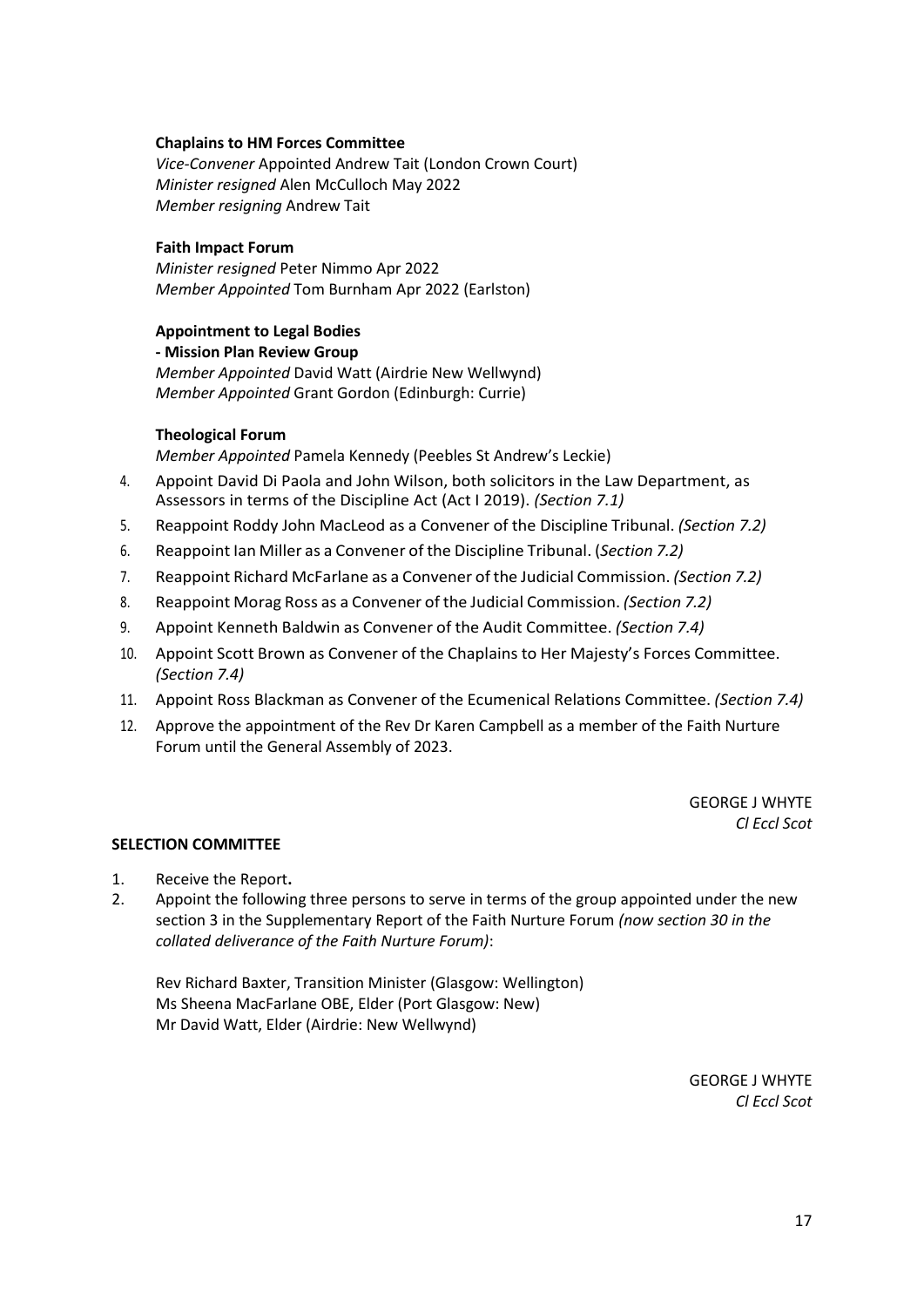**Chaplains to HM Forces Committee**
*Vice-Convener* Appointed Andrew Tait (London Crown Court)
*Minister resigned* Alen McCulloch May 2022
*Member resigning* Andrew Tait

**Faith Impact Forum**
*Minister resigned* Peter Nimmo Apr 2022
*Member Appointed* Tom Burnham Apr 2022 (Earlston)

**Appointment to Legal Bodies**
**- Mission Plan Review Group**
*Member Appointed* David Watt (Airdrie New Wellwynd)
*Member Appointed* Grant Gordon (Edinburgh: Currie)

**Theological Forum**
*Member Appointed* Pamela Kennedy (Peebles St Andrew's Leckie)

4. Appoint David Di Paola and John Wilson, both solicitors in the Law Department, as Assessors in terms of the Discipline Act (Act I 2019). *(Section 7.1)*
5. Reappoint Roddy John MacLeod as a Convener of the Discipline Tribunal. *(Section 7.2)*
6. Reappoint Ian Miller as a Convener of the Discipline Tribunal. (*Section 7.2)*
7. Reappoint Richard McFarlane as a Convener of the Judicial Commission. *(Section 7.2)*
8. Reappoint Morag Ross as a Convener of the Judicial Commission. *(Section 7.2)*
9. Appoint Kenneth Baldwin as Convener of the Audit Committee. *(Section 7.4)*
10. Appoint Scott Brown as Convener of the Chaplains to Her Majesty's Forces Committee. *(Section 7.4)*
11. Appoint Ross Blackman as Convener of the Ecumenical Relations Committee. *(Section 7.4)*
12. Approve the appointment of the Rev Dr Karen Campbell as a member of the Faith Nurture Forum until the General Assembly of 2023.

GEORGE J WHYTE
*Cl Eccl Scot*

**SELECTION COMMITTEE**

1. Receive the Report**.**
2. Appoint the following three persons to serve in terms of the group appointed under the new section 3 in the Supplementary Report of the Faith Nurture Forum *(now section 30 in the collated deliverance of the Faith Nurture Forum)*:

   Rev Richard Baxter, Transition Minister (Glasgow: Wellington)
   Ms Sheena MacFarlane OBE, Elder (Port Glasgow: New)
   Mr David Watt, Elder (Airdrie: New Wellwynd)

GEORGE J WHYTE
*Cl Eccl Scot*